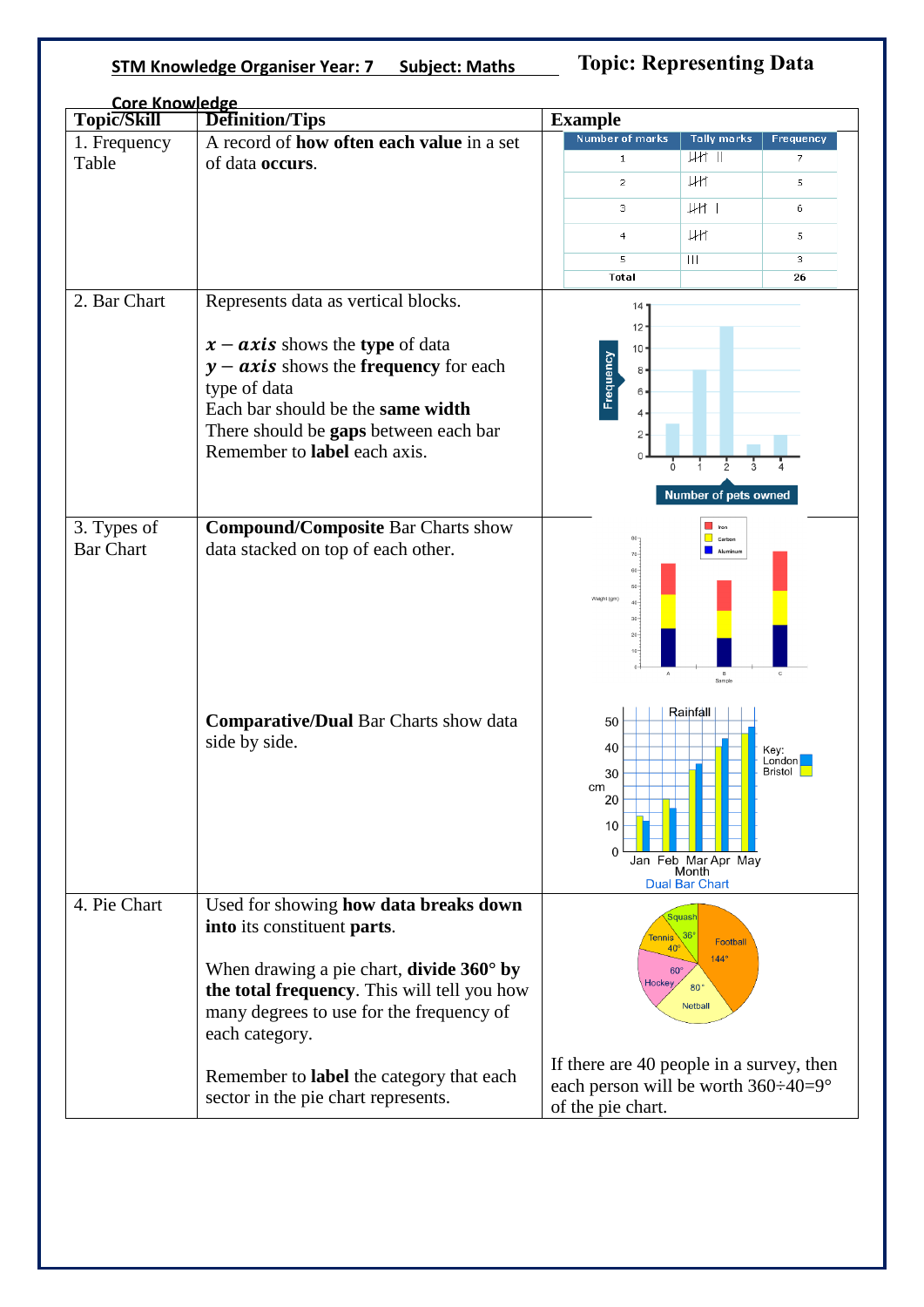**STM Knowledge Organiser Year: 7 Subject: Maths**

# Topic: Representing Data

## Core Knowledge

| Topic/Skill | Definition/Tips | Example |
|---|---|---|
| 1. Frequency Table | A record of **how often each value** in a set of data **occurs**. | |
| 2. Bar Chart | Represents data as vertical blocks.<br><br>$x - axis$ shows the **type** of data<br>$y - axis$ shows the **frequency** for each type of data<br>Each bar should be the **same width**<br>There should be **gaps** between each bar<br>Remember to **label** each axis. | |
| 3. Types of Bar Chart | **Compound/Composite** Bar Charts show data stacked on top of each other.<br><br>**Comparative/Dual** Bar Charts show data side by side. | |
| 4. Pie Chart | Used for showing **how data breaks down into** its constituent **parts**.<br><br>When drawing a pie chart, **divide 360° by the total frequency**. This will tell you how many degrees to use for the frequency of each category.<br><br>Remember to **label** the category that each sector in the pie chart represents. | If there are 40 people in a survey, then each person will be worth 360÷40=9° of the pie chart. |

**Frequency table example:**

| Number of marks | Tally marks | Frequency |
|---|---|---|
| 1 | |||| || | 7 |
| 2 | |||| | 5 |
| 3 | |||| | | 6 |
| 4 | |||| | 5 |
| 5 | ||| | 3 |
| Total | | 26 |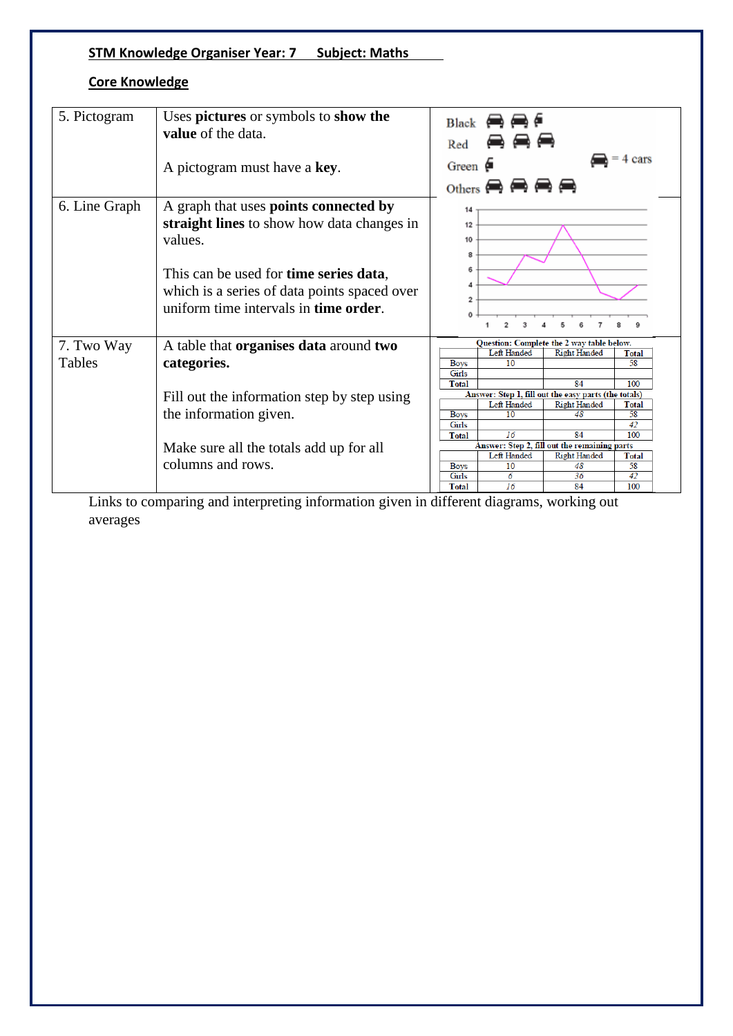**STM Knowledge Organiser Year: 7 Subject: Maths**

## Core Knowledge

| | | |
|---|---|---|
| 5. Pictogram | Uses **pictures** or symbols to **show the value** of the data.<br><br>A pictogram must have a **key**. | Black<br>Red<br>Green<br>Others<br>= 4 cars |
| 6. Line Graph | A graph that uses **points connected by straight lines** to show how data changes in values.<br><br>This can be used for **time series data**, which is a series of data points spaced over uniform time intervals in **time order**. | 14<br>12<br>10<br>8<br>6<br>4<br>2<br>0<br>1 2 3 4 5 6 7 8 9 |
| 7. Two Way Tables | A table that **organises data** around **two categories.**<br><br>Fill out the information step by step using the information given.<br><br>Make sure all the totals add up for all columns and rows. | **Question: Complete the 2 way table below.**<br>(see tables below) |

**Question: Complete the 2 way table below.**

| | Left Handed | Right Handed | Total |
|---|---|---|---|
| Boys | 10 | | 58 |
| Girls | | | |
| Total | | 84 | 100 |

**Answer: Step 1, fill out the easy parts (the totals)**

| | Left Handed | Right Handed | Total |
|---|---|---|---|
| Boys | 10 | *48* | 58 |
| Girls | | | *42* |
| Total | *16* | 84 | 100 |

**Answer: Step 2, fill out the remaining parts**

| | Left Handed | Right Handed | Total |
|---|---|---|---|
| Boys | 10 | *48* | 58 |
| Girls | *6* | *36* | *42* |
| Total | *16* | 84 | 100 |

Links to comparing and interpreting information given in different diagrams, working out averages